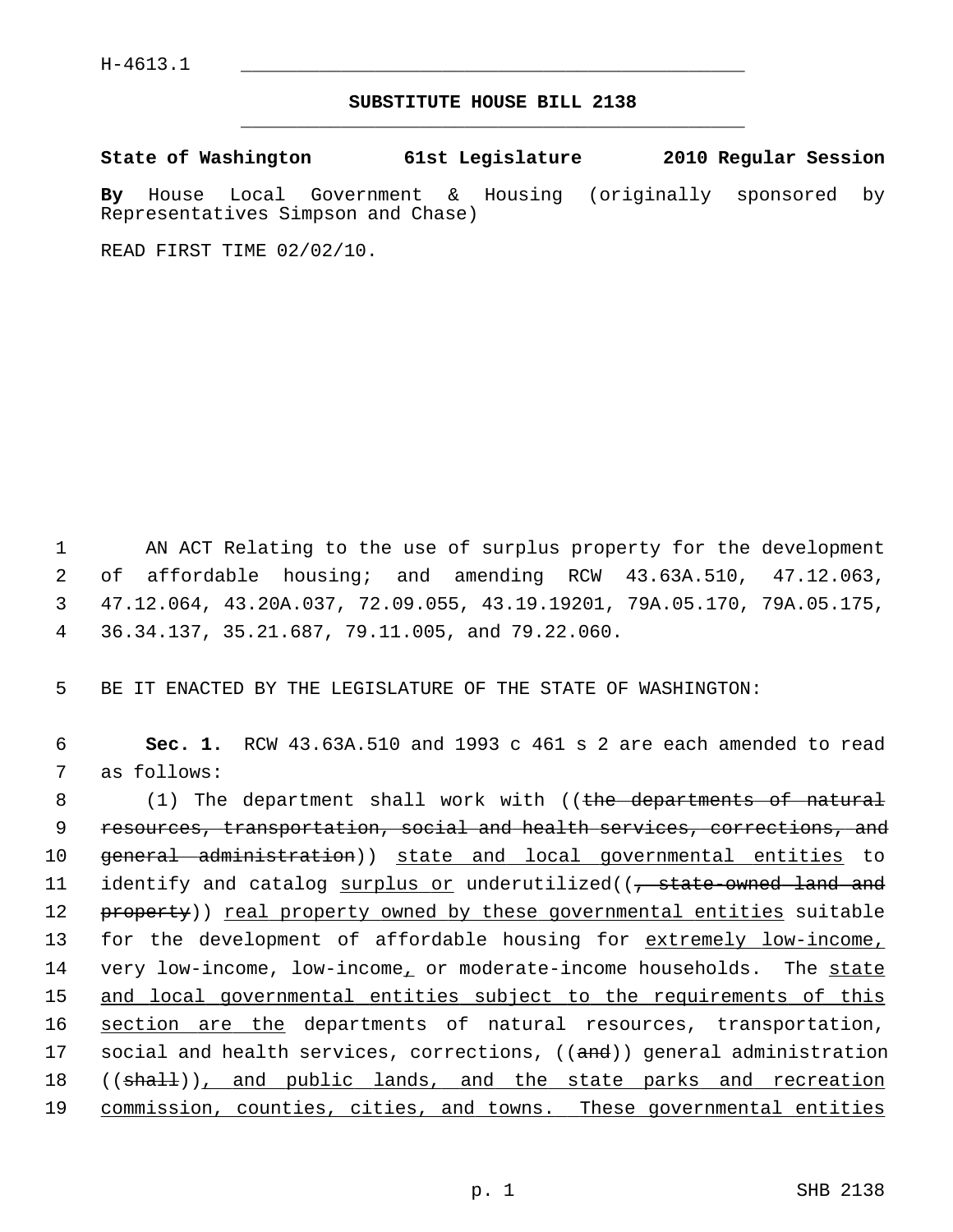H-4613.1

## SUBSTITUTE HOUSE BILL 2138

**State of Washington 61st Legislature 2010 Regular Session**

**By** House Local Government & Housing (originally sponsored by Representatives Simpson and Chase)

READ FIRST TIME 02/02/10.

AN ACT Relating to the use of surplus property for the development of affordable housing; and amending RCW 43.63A.510, 47.12.063, 47.12.064, 43.20A.037, 72.09.055, 43.19.19201, 79A.05.170, 79A.05.175, 36.34.137, 35.21.687, 79.11.005, and 79.22.060.

BE IT ENACTED BY THE LEGISLATURE OF THE STATE OF WASHINGTON:

**Sec. 1.** RCW 43.63A.510 and 1993 c 461 s 2 are each amended to read as follows:

(1) The department shall work with ((~~the departments of natural resources, transportation, social and health services, corrections, and general administration~~)) <u>state and local governmental entities</u> to identify and catalog <u>surplus or</u> underutilized((~~, state-owned land and property~~)) <u>real property owned by these governmental entities</u> suitable for the development of affordable housing for <u>extremely low-income,</u> very low-income, low-income<u>,</u> or moderate-income households. The <u>state and local governmental entities subject to the requirements of this section are the</u> departments of natural resources, transportation, social and health services, corrections, ((~~and~~)) general administration ((~~shall~~))<u>, and public lands, and the state parks and recreation commission, counties, cities, and towns. These governmental entities</u>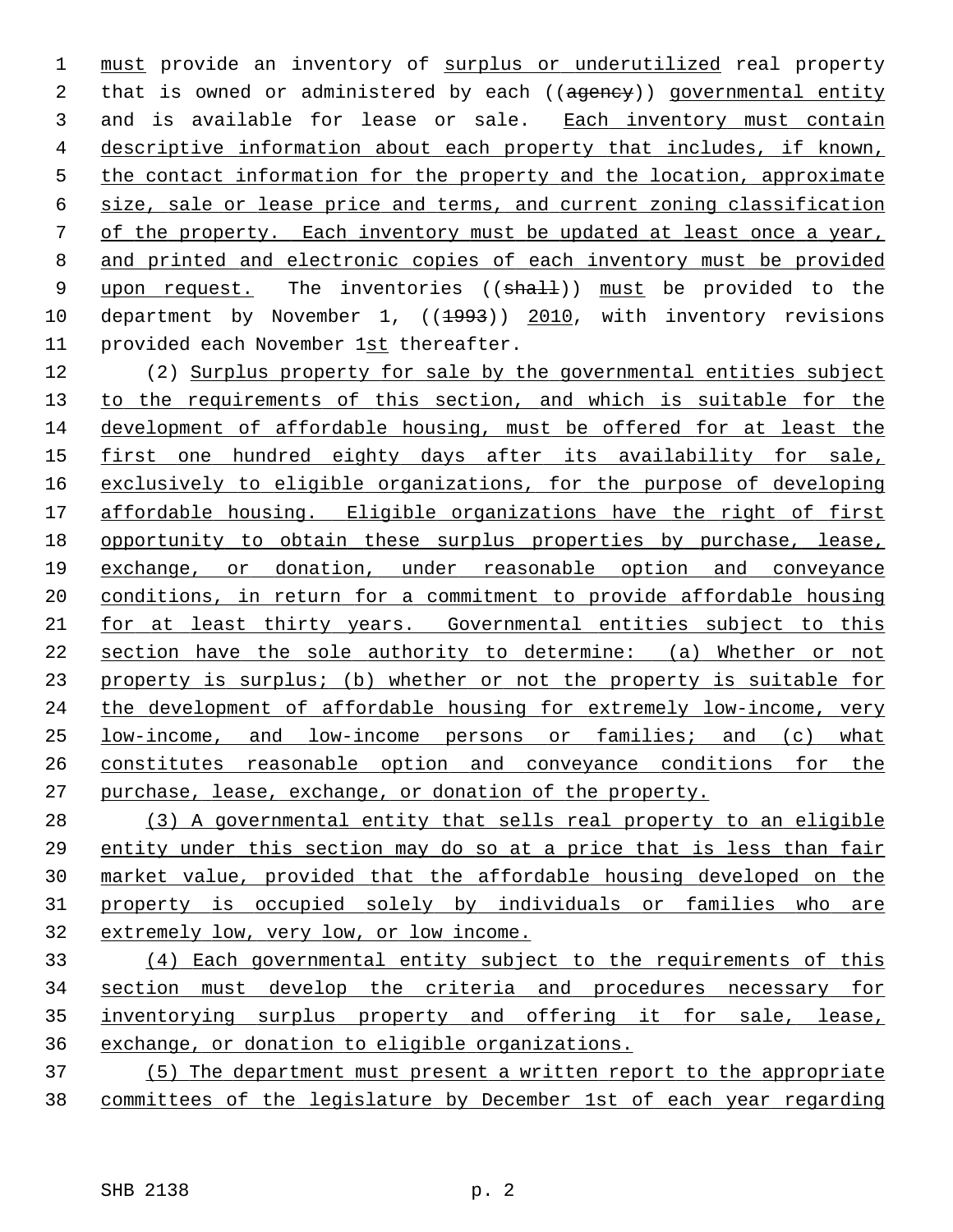must provide an inventory of surplus or underutilized real property that is owned or administered by each ((agency)) governmental entity and is available for lease or sale. Each inventory must contain descriptive information about each property that includes, if known, the contact information for the property and the location, approximate size, sale or lease price and terms, and current zoning classification of the property. Each inventory must be updated at least once a year, and printed and electronic copies of each inventory must be provided upon request. The inventories ((shall)) must be provided to the department by November 1, ((1993)) 2010, with inventory revisions provided each November 1st thereafter.

(2) Surplus property for sale by the governmental entities subject to the requirements of this section, and which is suitable for the development of affordable housing, must be offered for at least the first one hundred eighty days after its availability for sale, exclusively to eligible organizations, for the purpose of developing affordable housing. Eligible organizations have the right of first opportunity to obtain these surplus properties by purchase, lease, exchange, or donation, under reasonable option and conveyance conditions, in return for a commitment to provide affordable housing for at least thirty years. Governmental entities subject to this section have the sole authority to determine: (a) Whether or not property is surplus; (b) whether or not the property is suitable for the development of affordable housing for extremely low-income, very low-income, and low-income persons or families; and (c) what constitutes reasonable option and conveyance conditions for the purchase, lease, exchange, or donation of the property.

(3) A governmental entity that sells real property to an eligible entity under this section may do so at a price that is less than fair market value, provided that the affordable housing developed on the property is occupied solely by individuals or families who are extremely low, very low, or low income.

(4) Each governmental entity subject to the requirements of this section must develop the criteria and procedures necessary for inventorying surplus property and offering it for sale, lease, exchange, or donation to eligible organizations.

(5) The department must present a written report to the appropriate committees of the legislature by December 1st of each year regarding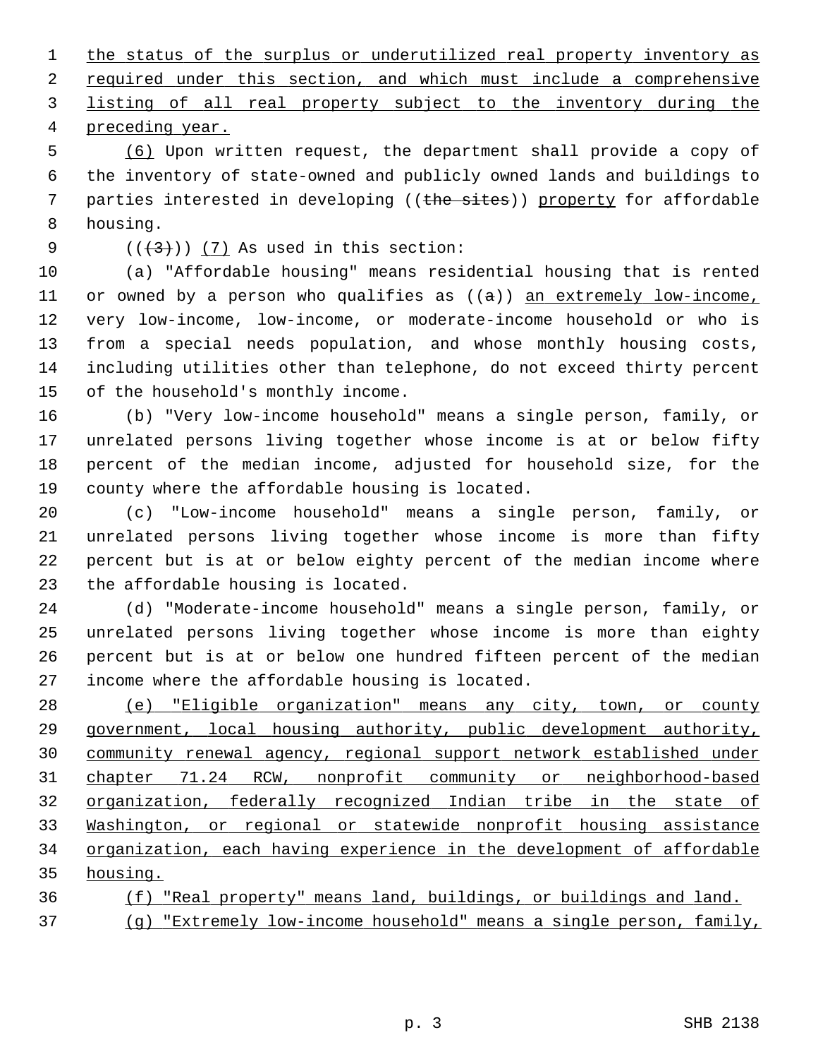the status of the surplus or underutilized real property inventory as required under this section, and which must include a comprehensive listing of all real property subject to the inventory during the preceding year.

(6) Upon written request, the department shall provide a copy of the inventory of state-owned and publicly owned lands and buildings to parties interested in developing ((the sites)) property for affordable housing.

(((3))) (7) As used in this section:

(a) "Affordable housing" means residential housing that is rented or owned by a person who qualifies as ((a)) an extremely low-income, very low-income, low-income, or moderate-income household or who is from a special needs population, and whose monthly housing costs, including utilities other than telephone, do not exceed thirty percent of the household's monthly income.

(b) "Very low-income household" means a single person, family, or unrelated persons living together whose income is at or below fifty percent of the median income, adjusted for household size, for the county where the affordable housing is located.

(c) "Low-income household" means a single person, family, or unrelated persons living together whose income is more than fifty percent but is at or below eighty percent of the median income where the affordable housing is located.

(d) "Moderate-income household" means a single person, family, or unrelated persons living together whose income is more than eighty percent but is at or below one hundred fifteen percent of the median income where the affordable housing is located.

(e) "Eligible organization" means any city, town, or county government, local housing authority, public development authority, community renewal agency, regional support network established under chapter 71.24 RCW, nonprofit community or neighborhood-based organization, federally recognized Indian tribe in the state of Washington, or regional or statewide nonprofit housing assistance organization, each having experience in the development of affordable housing.

(f) "Real property" means land, buildings, or buildings and land.

(g) "Extremely low-income household" means a single person, family,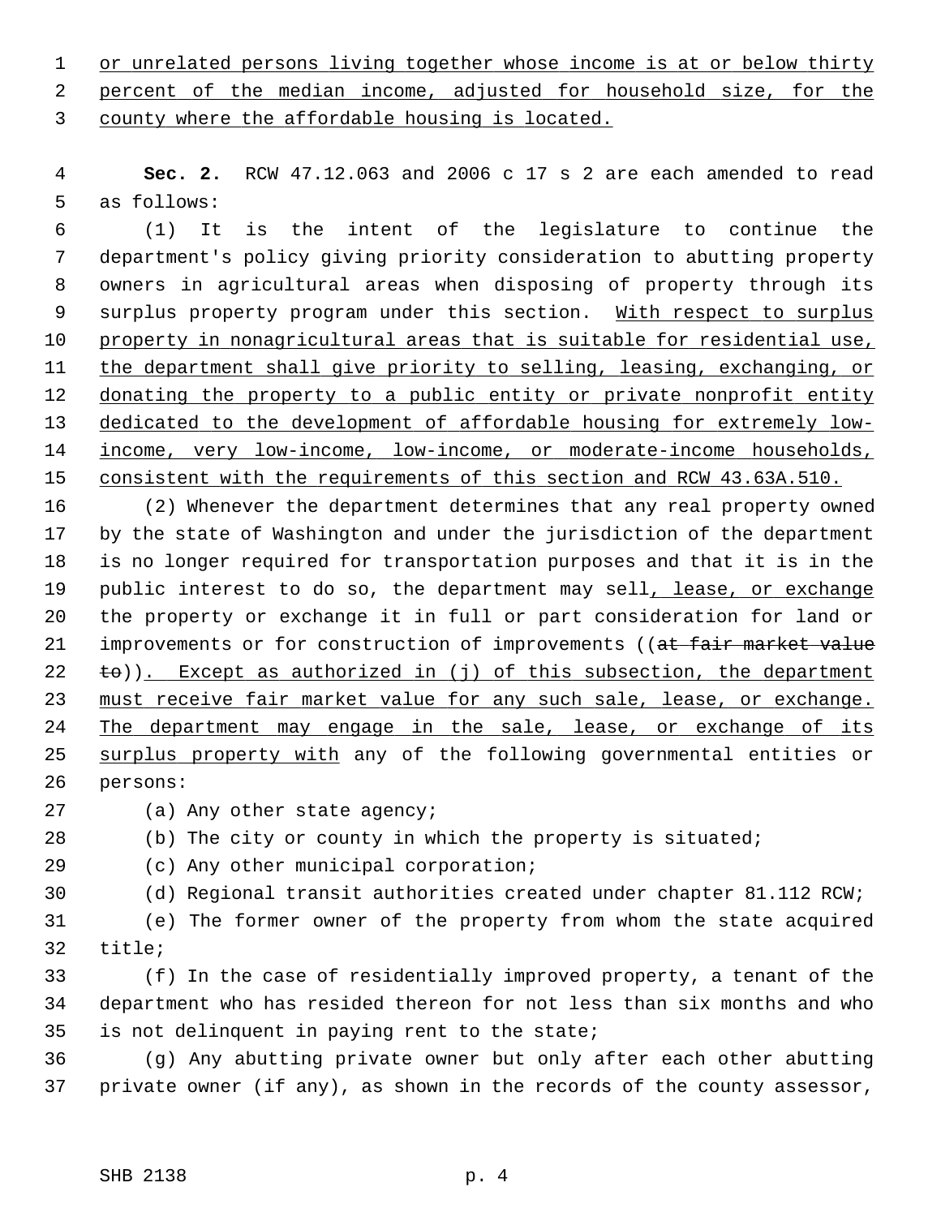or unrelated persons living together whose income is at or below thirty percent of the median income, adjusted for household size, for the county where the affordable housing is located.

**Sec. 2.** RCW 47.12.063 and 2006 c 17 s 2 are each amended to read as follows:

(1) It is the intent of the legislature to continue the department's policy giving priority consideration to abutting property owners in agricultural areas when disposing of property through its surplus property program under this section. With respect to surplus property in nonagricultural areas that is suitable for residential use, the department shall give priority to selling, leasing, exchanging, or donating the property to a public entity or private nonprofit entity dedicated to the development of affordable housing for extremely low-income, very low-income, low-income, or moderate-income households, consistent with the requirements of this section and RCW 43.63A.510.

(2) Whenever the department determines that any real property owned by the state of Washington and under the jurisdiction of the department is no longer required for transportation purposes and that it is in the public interest to do so, the department may sell, lease, or exchange the property or exchange it in full or part consideration for land or improvements or for construction of improvements ((~~at fair market value to~~)). Except as authorized in (j) of this subsection, the department must receive fair market value for any such sale, lease, or exchange. The department may engage in the sale, lease, or exchange of its surplus property with any of the following governmental entities or persons:

(a) Any other state agency;

(b) The city or county in which the property is situated;

(c) Any other municipal corporation;

(d) Regional transit authorities created under chapter 81.112 RCW;

(e) The former owner of the property from whom the state acquired title;

(f) In the case of residentially improved property, a tenant of the department who has resided thereon for not less than six months and who is not delinquent in paying rent to the state;

(g) Any abutting private owner but only after each other abutting private owner (if any), as shown in the records of the county assessor,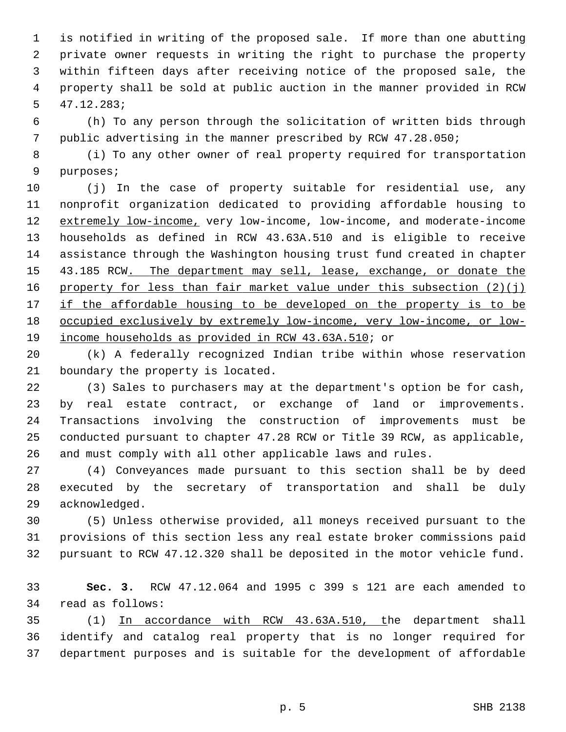is notified in writing of the proposed sale. If more than one abutting private owner requests in writing the right to purchase the property within fifteen days after receiving notice of the proposed sale, the property shall be sold at public auction in the manner provided in RCW 47.12.283;

(h) To any person through the solicitation of written bids through public advertising in the manner prescribed by RCW 47.28.050;

(i) To any other owner of real property required for transportation purposes;

(j) In the case of property suitable for residential use, any nonprofit organization dedicated to providing affordable housing to <u>extremely low-income,</u> very low-income, low-income, and moderate-income households as defined in RCW 43.63A.510 and is eligible to receive assistance through the Washington housing trust fund created in chapter 43.185 RCW<u>. The department may sell, lease, exchange, or donate the property for less than fair market value under this subsection (2)(j) if the affordable housing to be developed on the property is to be occupied exclusively by extremely low-income, very low-income, or low-income households as provided in RCW 43.63A.510</u>; or

(k) A federally recognized Indian tribe within whose reservation boundary the property is located.

(3) Sales to purchasers may at the department's option be for cash, by real estate contract, or exchange of land or improvements. Transactions involving the construction of improvements must be conducted pursuant to chapter 47.28 RCW or Title 39 RCW, as applicable, and must comply with all other applicable laws and rules.

(4) Conveyances made pursuant to this section shall be by deed executed by the secretary of transportation and shall be duly acknowledged.

(5) Unless otherwise provided, all moneys received pursuant to the provisions of this section less any real estate broker commissions paid pursuant to RCW 47.12.320 shall be deposited in the motor vehicle fund.

**Sec. 3.** RCW 47.12.064 and 1995 c 399 s 121 are each amended to read as follows:

(1) <u>In accordance with RCW 43.63A.510, t</u>he department shall identify and catalog real property that is no longer required for department purposes and is suitable for the development of affordable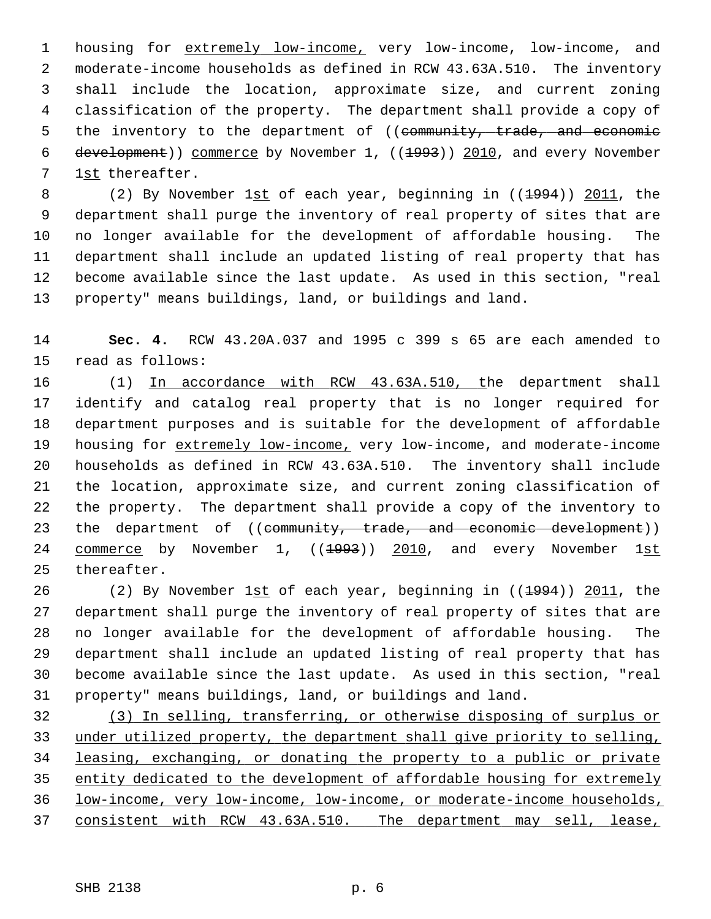housing for extremely low-income, very low-income, low-income, and moderate-income households as defined in RCW 43.63A.510. The inventory shall include the location, approximate size, and current zoning classification of the property. The department shall provide a copy of the inventory to the department of ((community, trade, and economic development)) commerce by November 1, ((1993)) 2010, and every November 1st thereafter.

(2) By November 1st of each year, beginning in ((1994)) 2011, the department shall purge the inventory of real property of sites that are no longer available for the development of affordable housing. The department shall include an updated listing of real property that has become available since the last update. As used in this section, "real property" means buildings, land, or buildings and land.

**Sec. 4.** RCW 43.20A.037 and 1995 c 399 s 65 are each amended to read as follows:

(1) In accordance with RCW 43.63A.510, the department shall identify and catalog real property that is no longer required for department purposes and is suitable for the development of affordable housing for extremely low-income, very low-income, and moderate-income households as defined in RCW 43.63A.510. The inventory shall include the location, approximate size, and current zoning classification of the property. The department shall provide a copy of the inventory to the department of ((community, trade, and economic development)) commerce by November 1, ((1993)) 2010, and every November 1st thereafter.

(2) By November 1st of each year, beginning in ((1994)) 2011, the department shall purge the inventory of real property of sites that are no longer available for the development of affordable housing. The department shall include an updated listing of real property that has become available since the last update. As used in this section, "real property" means buildings, land, or buildings and land.

(3) In selling, transferring, or otherwise disposing of surplus or under utilized property, the department shall give priority to selling, leasing, exchanging, or donating the property to a public or private entity dedicated to the development of affordable housing for extremely low-income, very low-income, low-income, or moderate-income households, consistent with RCW 43.63A.510. The department may sell, lease,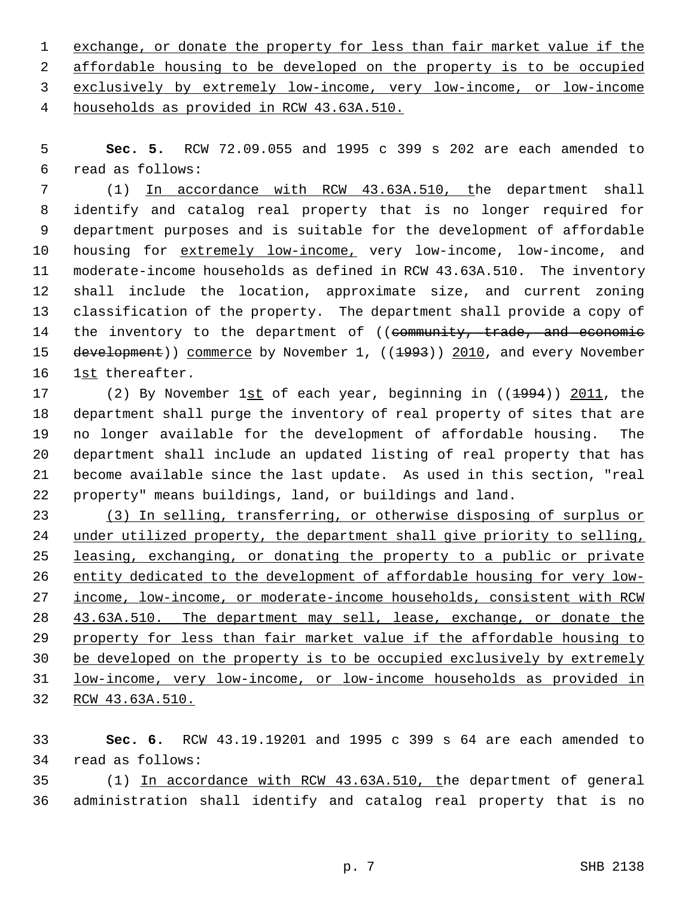exchange, or donate the property for less than fair market value if the affordable housing to be developed on the property is to be occupied exclusively by extremely low-income, very low-income, or low-income households as provided in RCW 43.63A.510.

**Sec. 5.** RCW 72.09.055 and 1995 c 399 s 202 are each amended to read as follows:

(1) In accordance with RCW 43.63A.510, the department shall identify and catalog real property that is no longer required for department purposes and is suitable for the development of affordable housing for extremely low-income, very low-income, low-income, and moderate-income households as defined in RCW 43.63A.510. The inventory shall include the location, approximate size, and current zoning classification of the property. The department shall provide a copy of the inventory to the department of ((~~community, trade, and economic development~~)) commerce by November 1, ((~~1993~~)) 2010, and every November 1st thereafter.

(2) By November 1st of each year, beginning in ((~~1994~~)) 2011, the department shall purge the inventory of real property of sites that are no longer available for the development of affordable housing. The department shall include an updated listing of real property that has become available since the last update. As used in this section, "real property" means buildings, land, or buildings and land.

(3) In selling, transferring, or otherwise disposing of surplus or under utilized property, the department shall give priority to selling, leasing, exchanging, or donating the property to a public or private entity dedicated to the development of affordable housing for very low-income, low-income, or moderate-income households, consistent with RCW 43.63A.510. The department may sell, lease, exchange, or donate the property for less than fair market value if the affordable housing to be developed on the property is to be occupied exclusively by extremely low-income, very low-income, or low-income households as provided in RCW 43.63A.510.

**Sec. 6.** RCW 43.19.19201 and 1995 c 399 s 64 are each amended to read as follows:

(1) In accordance with RCW 43.63A.510, the department of general administration shall identify and catalog real property that is no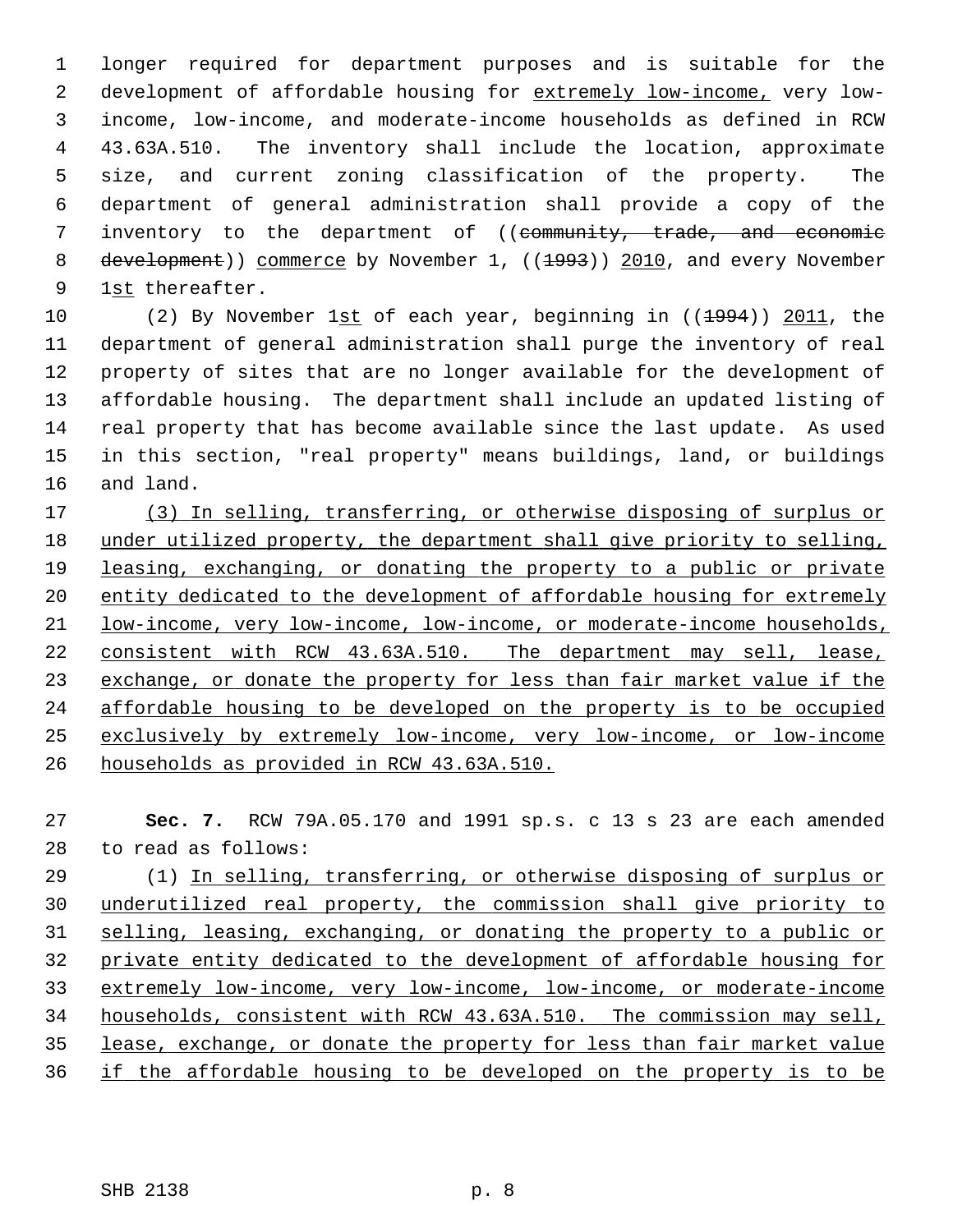longer required for department purposes and is suitable for the development of affordable housing for extremely low-income, very low-income, low-income, and moderate-income households as defined in RCW 43.63A.510. The inventory shall include the location, approximate size, and current zoning classification of the property. The department of general administration shall provide a copy of the inventory to the department of ((community, trade, and economic development)) commerce by November 1, ((1993)) 2010, and every November 1st thereafter.

(2) By November 1st of each year, beginning in ((1994)) 2011, the department of general administration shall purge the inventory of real property of sites that are no longer available for the development of affordable housing. The department shall include an updated listing of real property that has become available since the last update. As used in this section, "real property" means buildings, land, or buildings and land.

(3) In selling, transferring, or otherwise disposing of surplus or under utilized property, the department shall give priority to selling, leasing, exchanging, or donating the property to a public or private entity dedicated to the development of affordable housing for extremely low-income, very low-income, low-income, or moderate-income households, consistent with RCW 43.63A.510. The department may sell, lease, exchange, or donate the property for less than fair market value if the affordable housing to be developed on the property is to be occupied exclusively by extremely low-income, very low-income, or low-income households as provided in RCW 43.63A.510.

**Sec. 7.** RCW 79A.05.170 and 1991 sp.s. c 13 s 23 are each amended to read as follows:

(1) In selling, transferring, or otherwise disposing of surplus or underutilized real property, the commission shall give priority to selling, leasing, exchanging, or donating the property to a public or private entity dedicated to the development of affordable housing for extremely low-income, very low-income, low-income, or moderate-income households, consistent with RCW 43.63A.510. The commission may sell, lease, exchange, or donate the property for less than fair market value if the affordable housing to be developed on the property is to be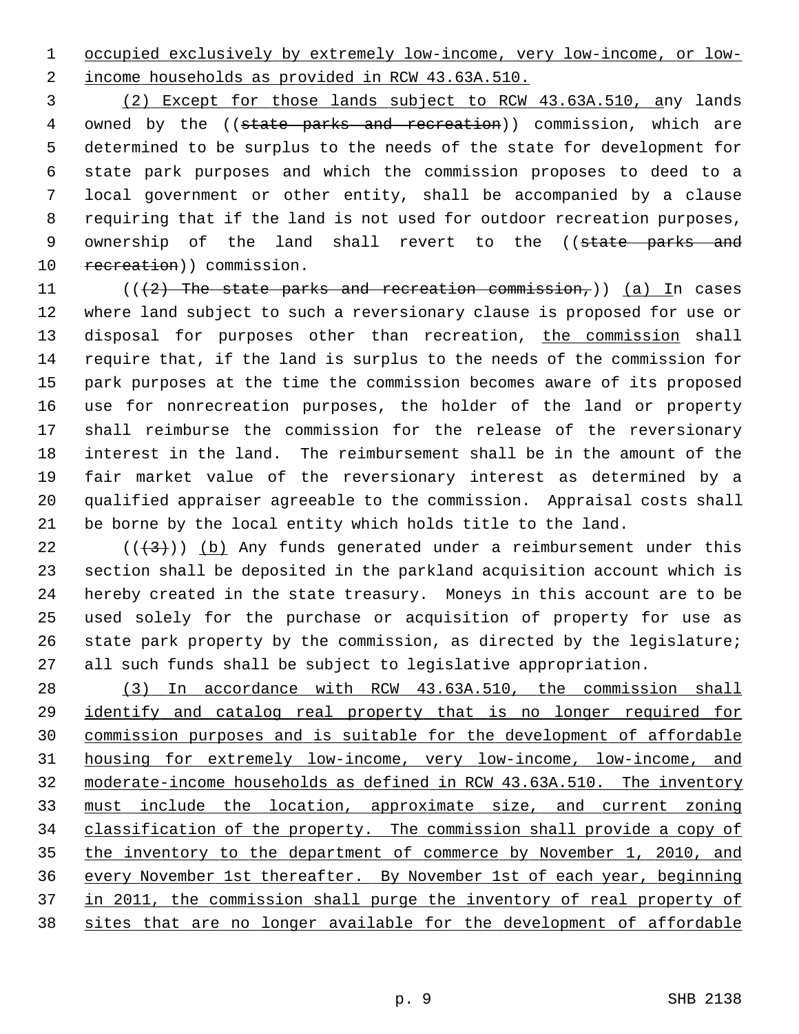occupied exclusively by extremely low-income, very low-income, or low-income households as provided in RCW 43.63A.510.

(2) Except for those lands subject to RCW 43.63A.510, any lands owned by the ((state parks and recreation)) commission, which are determined to be surplus to the needs of the state for development for state park purposes and which the commission proposes to deed to a local government or other entity, shall be accompanied by a clause requiring that if the land is not used for outdoor recreation purposes, ownership of the land shall revert to the ((state parks and recreation)) commission.

(((2) The state parks and recreation commission,)) (a) In cases where land subject to such a reversionary clause is proposed for use or disposal for purposes other than recreation, the commission shall require that, if the land is surplus to the needs of the commission for park purposes at the time the commission becomes aware of its proposed use for nonrecreation purposes, the holder of the land or property shall reimburse the commission for the release of the reversionary interest in the land. The reimbursement shall be in the amount of the fair market value of the reversionary interest as determined by a qualified appraiser agreeable to the commission. Appraisal costs shall be borne by the local entity which holds title to the land.

(((3))) (b) Any funds generated under a reimbursement under this section shall be deposited in the parkland acquisition account which is hereby created in the state treasury. Moneys in this account are to be used solely for the purchase or acquisition of property for use as state park property by the commission, as directed by the legislature; all such funds shall be subject to legislative appropriation.

(3) In accordance with RCW 43.63A.510, the commission shall identify and catalog real property that is no longer required for commission purposes and is suitable for the development of affordable housing for extremely low-income, very low-income, low-income, and moderate-income households as defined in RCW 43.63A.510. The inventory must include the location, approximate size, and current zoning classification of the property. The commission shall provide a copy of the inventory to the department of commerce by November 1, 2010, and every November 1st thereafter. By November 1st of each year, beginning in 2011, the commission shall purge the inventory of real property of sites that are no longer available for the development of affordable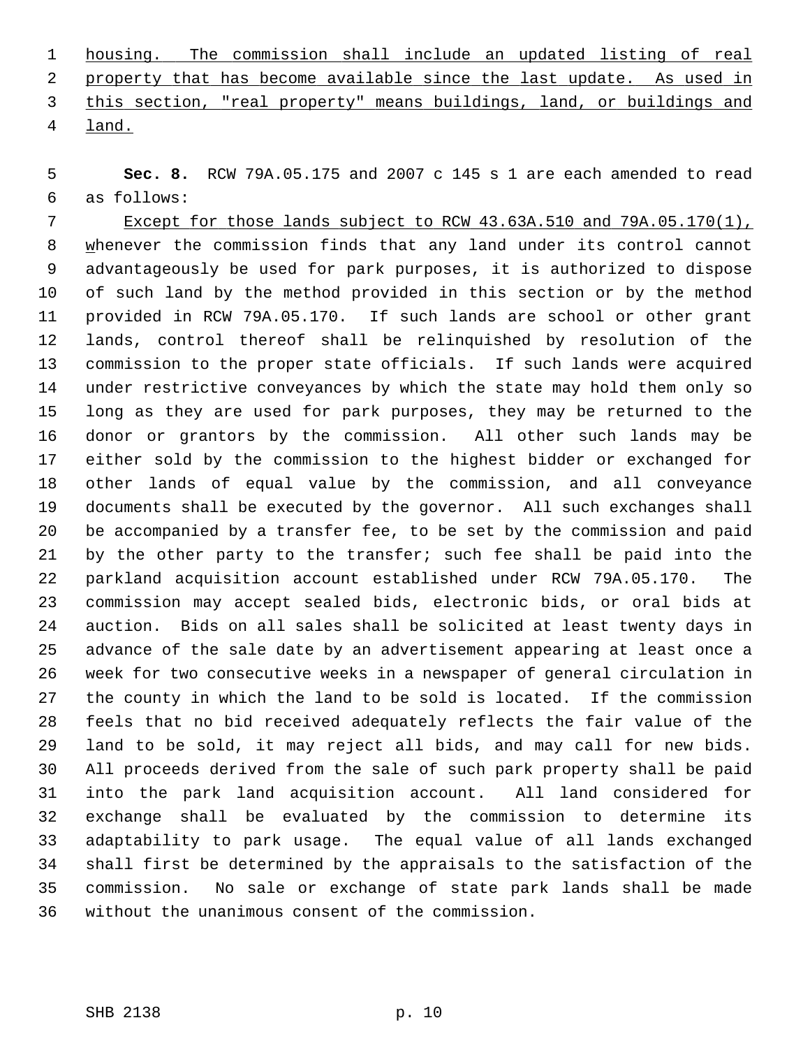housing. The commission shall include an updated listing of real property that has become available since the last update. As used in this section, "real property" means buildings, land, or buildings and land.

**Sec. 8.** RCW 79A.05.175 and 2007 c 145 s 1 are each amended to read as follows:

Except for those lands subject to RCW 43.63A.510 and 79A.05.170(1), whenever the commission finds that any land under its control cannot advantageously be used for park purposes, it is authorized to dispose of such land by the method provided in this section or by the method provided in RCW 79A.05.170. If such lands are school or other grant lands, control thereof shall be relinquished by resolution of the commission to the proper state officials. If such lands were acquired under restrictive conveyances by which the state may hold them only so long as they are used for park purposes, they may be returned to the donor or grantors by the commission. All other such lands may be either sold by the commission to the highest bidder or exchanged for other lands of equal value by the commission, and all conveyance documents shall be executed by the governor. All such exchanges shall be accompanied by a transfer fee, to be set by the commission and paid by the other party to the transfer; such fee shall be paid into the parkland acquisition account established under RCW 79A.05.170. The commission may accept sealed bids, electronic bids, or oral bids at auction. Bids on all sales shall be solicited at least twenty days in advance of the sale date by an advertisement appearing at least once a week for two consecutive weeks in a newspaper of general circulation in the county in which the land to be sold is located. If the commission feels that no bid received adequately reflects the fair value of the land to be sold, it may reject all bids, and may call for new bids. All proceeds derived from the sale of such park property shall be paid into the park land acquisition account. All land considered for exchange shall be evaluated by the commission to determine its adaptability to park usage. The equal value of all lands exchanged shall first be determined by the appraisals to the satisfaction of the commission. No sale or exchange of state park lands shall be made without the unanimous consent of the commission.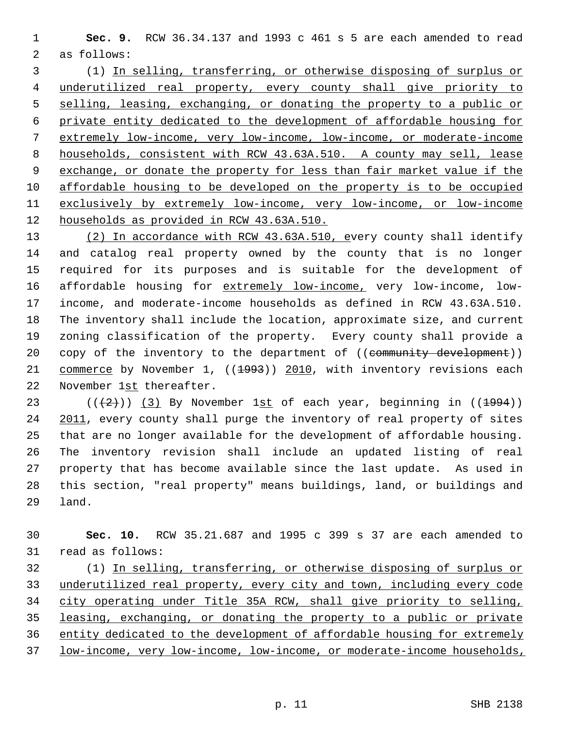**Sec. 9.** RCW 36.34.137 and 1993 c 461 s 5 are each amended to read as follows:

(1) In selling, transferring, or otherwise disposing of surplus or underutilized real property, every county shall give priority to selling, leasing, exchanging, or donating the property to a public or private entity dedicated to the development of affordable housing for extremely low-income, very low-income, low-income, or moderate-income households, consistent with RCW 43.63A.510. A county may sell, lease exchange, or donate the property for less than fair market value if the affordable housing to be developed on the property is to be occupied exclusively by extremely low-income, very low-income, or low-income households as provided in RCW 43.63A.510.

(2) In accordance with RCW 43.63A.510, every county shall identify and catalog real property owned by the county that is no longer required for its purposes and is suitable for the development of affordable housing for extremely low-income, very low-income, low-income, and moderate-income households as defined in RCW 43.63A.510. The inventory shall include the location, approximate size, and current zoning classification of the property. Every county shall provide a copy of the inventory to the department of ((community development)) commerce by November 1, ((1993)) 2010, with inventory revisions each November 1st thereafter.

(((2))) (3) By November 1st of each year, beginning in ((1994)) 2011, every county shall purge the inventory of real property of sites that are no longer available for the development of affordable housing. The inventory revision shall include an updated listing of real property that has become available since the last update. As used in this section, "real property" means buildings, land, or buildings and land.

**Sec. 10.** RCW 35.21.687 and 1995 c 399 s 37 are each amended to read as follows:

(1) In selling, transferring, or otherwise disposing of surplus or underutilized real property, every city and town, including every code city operating under Title 35A RCW, shall give priority to selling, leasing, exchanging, or donating the property to a public or private entity dedicated to the development of affordable housing for extremely low-income, very low-income, low-income, or moderate-income households,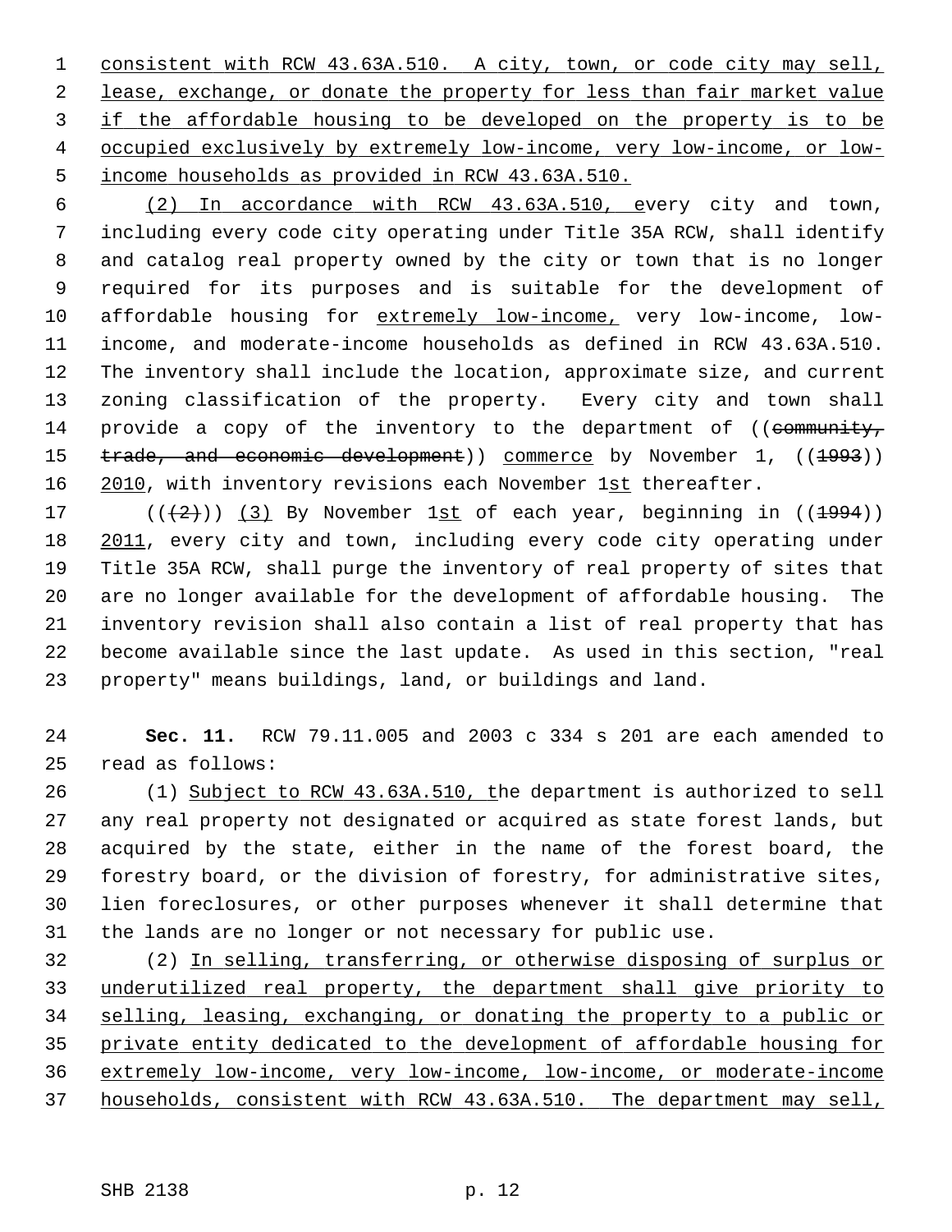consistent with RCW 43.63A.510. A city, town, or code city may sell, lease, exchange, or donate the property for less than fair market value if the affordable housing to be developed on the property is to be occupied exclusively by extremely low-income, very low-income, or low-income households as provided in RCW 43.63A.510.

(2) In accordance with RCW 43.63A.510, every city and town, including every code city operating under Title 35A RCW, shall identify and catalog real property owned by the city or town that is no longer required for its purposes and is suitable for the development of affordable housing for extremely low-income, very low-income, low-income, and moderate-income households as defined in RCW 43.63A.510. The inventory shall include the location, approximate size, and current zoning classification of the property. Every city and town shall provide a copy of the inventory to the department of ((~~community, trade, and economic development~~)) commerce by November 1, ((~~1993~~)) 2010, with inventory revisions each November 1st thereafter.

((~~(2)~~)) (3) By November 1st of each year, beginning in ((~~1994~~)) 2011, every city and town, including every code city operating under Title 35A RCW, shall purge the inventory of real property of sites that are no longer available for the development of affordable housing. The inventory revision shall also contain a list of real property that has become available since the last update. As used in this section, "real property" means buildings, land, or buildings and land.

**Sec. 11.** RCW 79.11.005 and 2003 c 334 s 201 are each amended to read as follows:

(1) Subject to RCW 43.63A.510, the department is authorized to sell any real property not designated or acquired as state forest lands, but acquired by the state, either in the name of the forest board, the forestry board, or the division of forestry, for administrative sites, lien foreclosures, or other purposes whenever it shall determine that the lands are no longer or not necessary for public use.

(2) In selling, transferring, or otherwise disposing of surplus or underutilized real property, the department shall give priority to selling, leasing, exchanging, or donating the property to a public or private entity dedicated to the development of affordable housing for extremely low-income, very low-income, low-income, or moderate-income households, consistent with RCW 43.63A.510. The department may sell,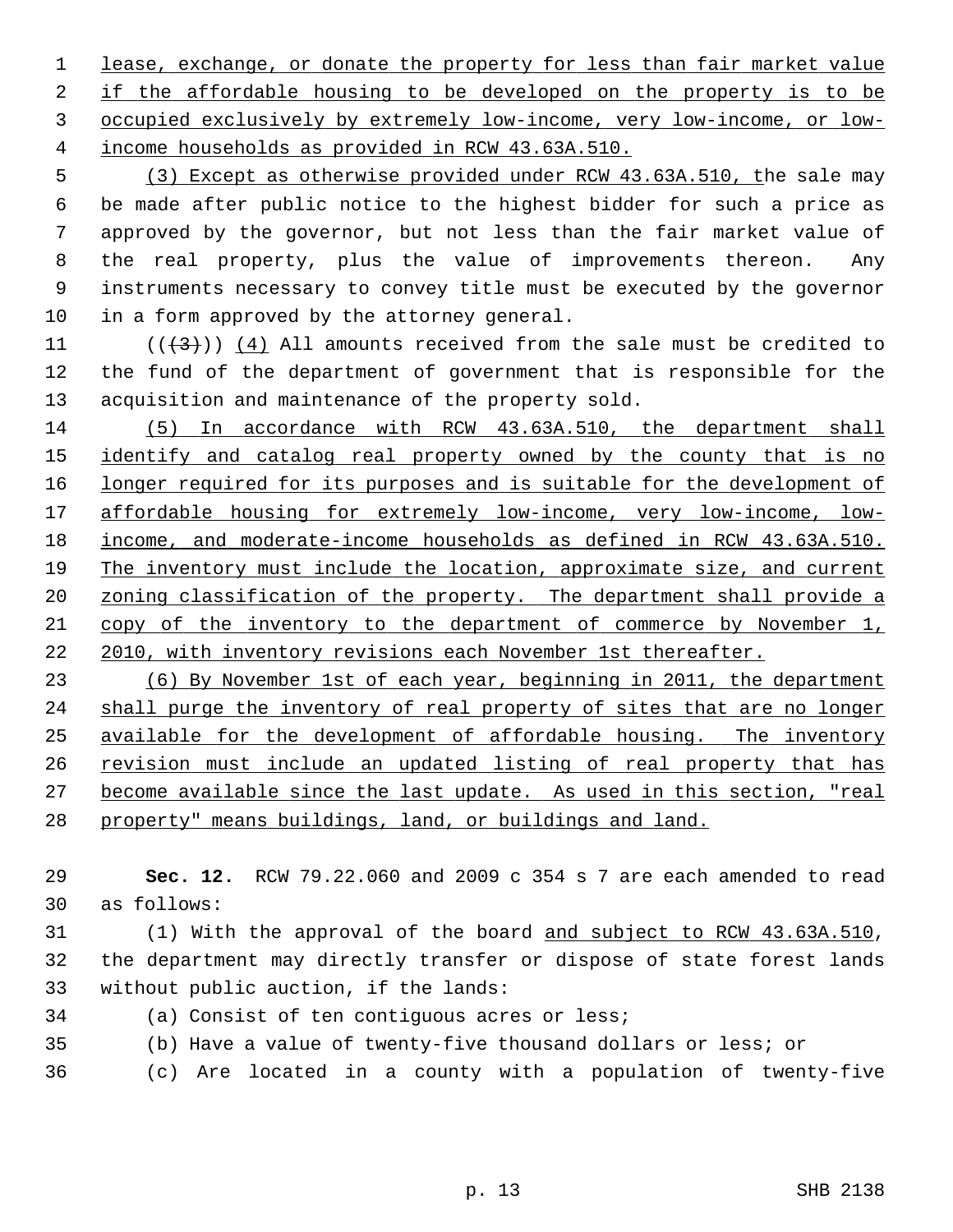lease, exchange, or donate the property for less than fair market value if the affordable housing to be developed on the property is to be occupied exclusively by extremely low-income, very low-income, or low-income households as provided in RCW 43.63A.510.

(3) Except as otherwise provided under RCW 43.63A.510, the sale may be made after public notice to the highest bidder for such a price as approved by the governor, but not less than the fair market value of the real property, plus the value of improvements thereon. Any instruments necessary to convey title must be executed by the governor in a form approved by the attorney general.

~~((3))~~ (4) All amounts received from the sale must be credited to the fund of the department of government that is responsible for the acquisition and maintenance of the property sold.

(5) In accordance with RCW 43.63A.510, the department shall identify and catalog real property owned by the county that is no longer required for its purposes and is suitable for the development of affordable housing for extremely low-income, very low-income, low-income, and moderate-income households as defined in RCW 43.63A.510. The inventory must include the location, approximate size, and current zoning classification of the property. The department shall provide a copy of the inventory to the department of commerce by November 1, 2010, with inventory revisions each November 1st thereafter.

(6) By November 1st of each year, beginning in 2011, the department shall purge the inventory of real property of sites that are no longer available for the development of affordable housing. The inventory revision must include an updated listing of real property that has become available since the last update. As used in this section, "real property" means buildings, land, or buildings and land.

**Sec. 12.** RCW 79.22.060 and 2009 c 354 s 7 are each amended to read as follows:

(1) With the approval of the board and subject to RCW 43.63A.510, the department may directly transfer or dispose of state forest lands without public auction, if the lands:

(a) Consist of ten contiguous acres or less;

(b) Have a value of twenty-five thousand dollars or less; or

(c) Are located in a county with a population of twenty-five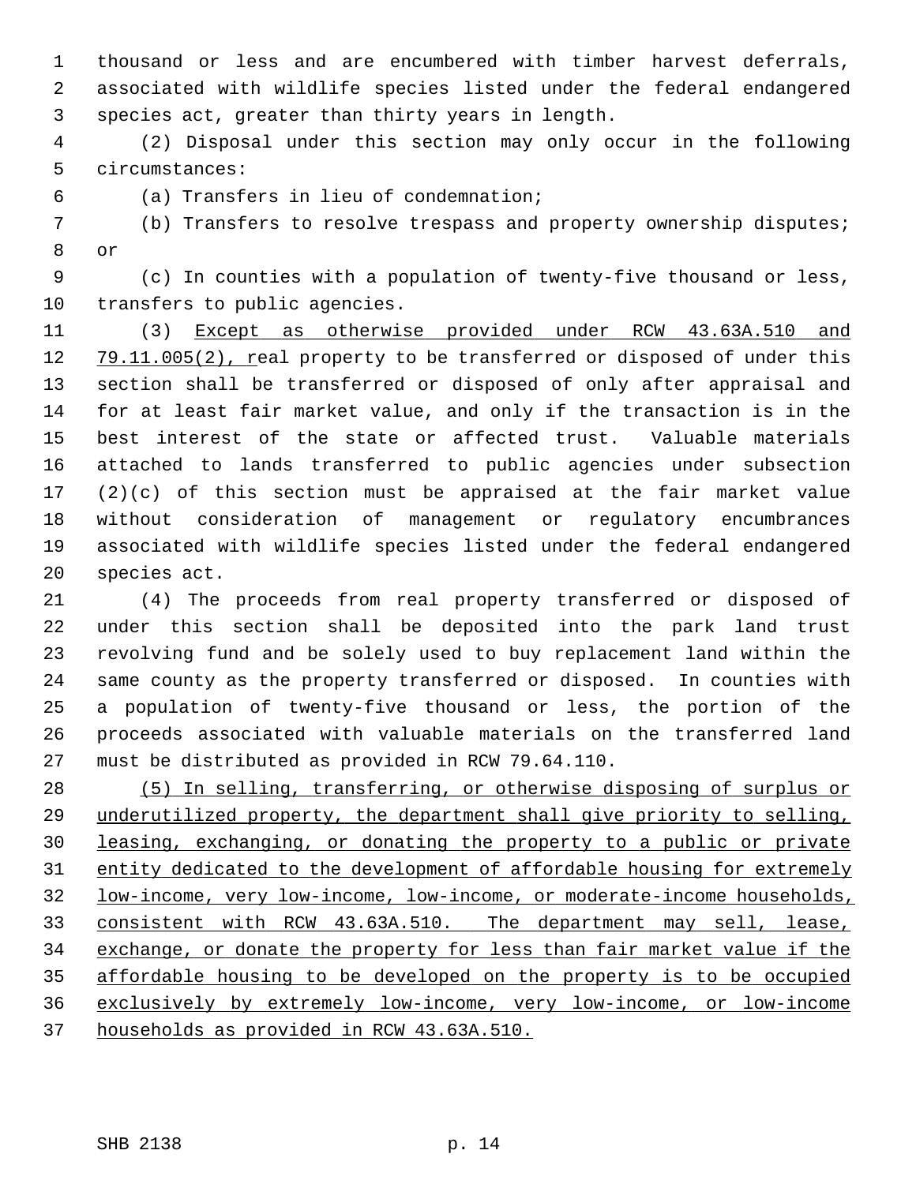thousand or less and are encumbered with timber harvest deferrals, associated with wildlife species listed under the federal endangered species act, greater than thirty years in length.

(2) Disposal under this section may only occur in the following circumstances:

(a) Transfers in lieu of condemnation;

(b) Transfers to resolve trespass and property ownership disputes; or

(c) In counties with a population of twenty-five thousand or less, transfers to public agencies.

(3) <u>Except as otherwise provided under RCW 43.63A.510 and 79.11.005(2), r</u>eal property to be transferred or disposed of under this section shall be transferred or disposed of only after appraisal and for at least fair market value, and only if the transaction is in the best interest of the state or affected trust. Valuable materials attached to lands transferred to public agencies under subsection (2)(c) of this section must be appraised at the fair market value without consideration of management or regulatory encumbrances associated with wildlife species listed under the federal endangered species act.

(4) The proceeds from real property transferred or disposed of under this section shall be deposited into the park land trust revolving fund and be solely used to buy replacement land within the same county as the property transferred or disposed. In counties with a population of twenty-five thousand or less, the portion of the proceeds associated with valuable materials on the transferred land must be distributed as provided in RCW 79.64.110.

<u>(5) In selling, transferring, or otherwise disposing of surplus or underutilized property, the department shall give priority to selling, leasing, exchanging, or donating the property to a public or private entity dedicated to the development of affordable housing for extremely low-income, very low-income, low-income, or moderate-income households, consistent with RCW 43.63A.510. The department may sell, lease, exchange, or donate the property for less than fair market value if the affordable housing to be developed on the property is to be occupied exclusively by extremely low-income, very low-income, or low-income households as provided in RCW 43.63A.510.</u>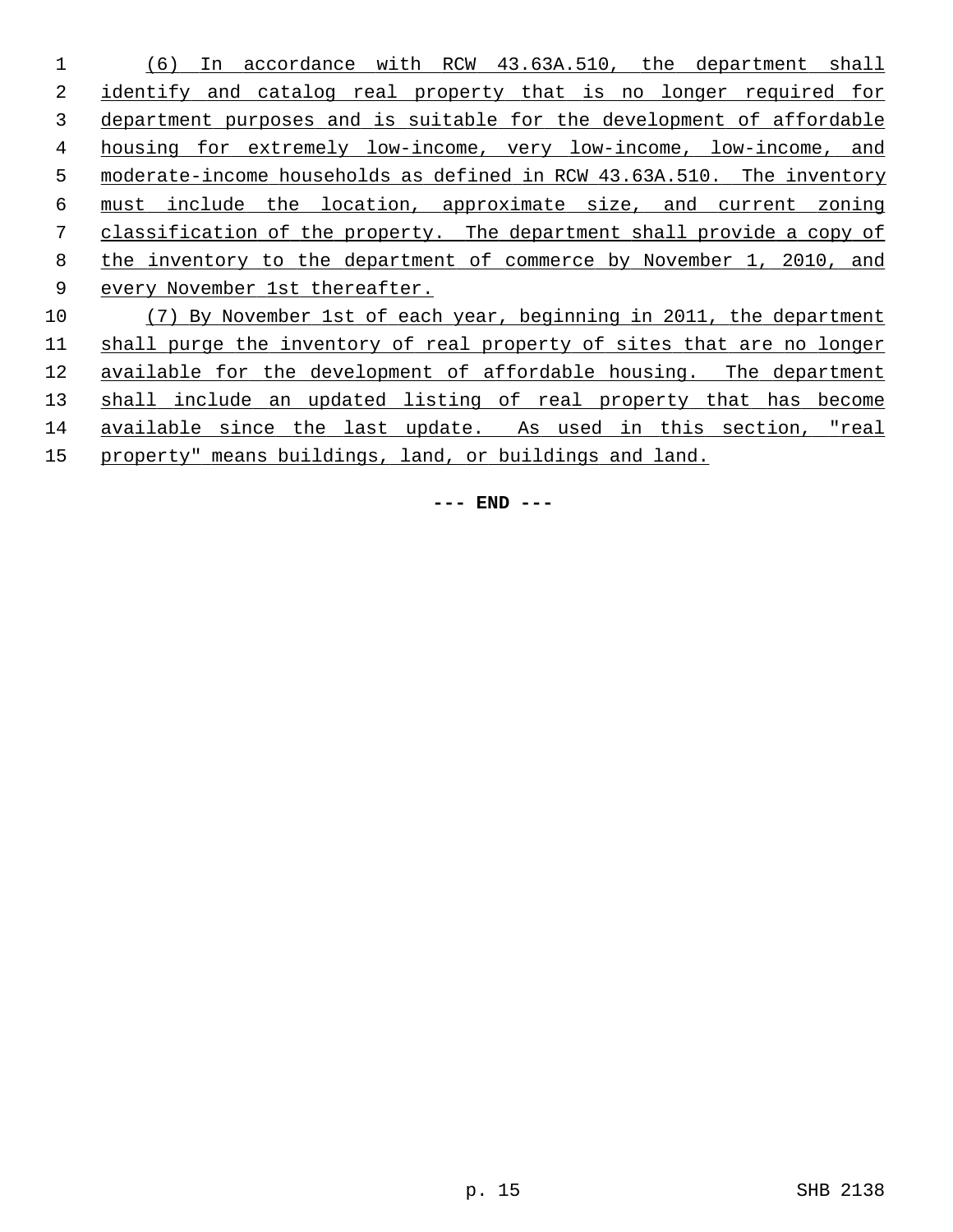(6) In accordance with RCW 43.63A.510, the department shall identify and catalog real property that is no longer required for department purposes and is suitable for the development of affordable housing for extremely low-income, very low-income, low-income, and moderate-income households as defined in RCW 43.63A.510. The inventory must include the location, approximate size, and current zoning classification of the property. The department shall provide a copy of the inventory to the department of commerce by November 1, 2010, and every November 1st thereafter.

(7) By November 1st of each year, beginning in 2011, the department shall purge the inventory of real property of sites that are no longer available for the development of affordable housing. The department shall include an updated listing of real property that has become available since the last update. As used in this section, "real property" means buildings, land, or buildings and land.

**--- END ---**